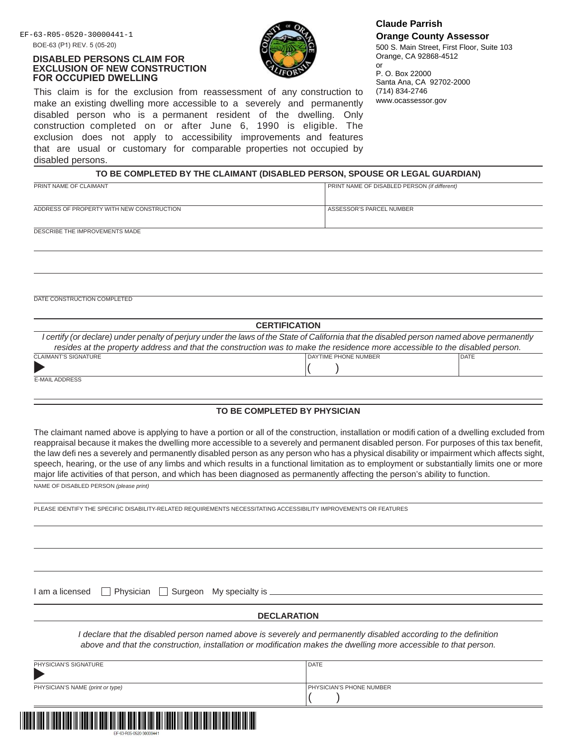EF-63-R05-0520-30000441-1

BOE-63 (P1) REV. 5 (05-20)

# DISABLED PERSONS CLAIM FOR EXCLUSION OF NEW CONSTRUCTION FOR OCCUPIED DWELLING

**Claude Parrish**
**Orange County Assessor**
500 S. Main Street, First Floor, Suite 103
Orange, CA 92868-4512
or
P. O. Box 22000
Santa Ana, CA 92702-2000
(714) 834-2746
www.ocassessor.gov

This claim is for the exclusion from reassessment of any construction to make an existing dwelling more accessible to a severely and permanently disabled person who is a permanent resident of the dwelling. Only construction completed on or after June 6, 1990 is eligible. The exclusion does not apply to accessibility improvements and features that are usual or customary for comparable properties not occupied by disabled persons.

## TO BE COMPLETED BY THE CLAIMANT (DISABLED PERSON, SPOUSE OR LEGAL GUARDIAN)

| PRINT NAME OF CLAIMANT | PRINT NAME OF DISABLED PERSON *(if different)* |
|---|---|
| | |

| ADDRESS OF PROPERTY WITH NEW CONSTRUCTION | ASSESSOR'S PARCEL NUMBER |
|---|---|
| | |

DESCRIBE THE IMPROVEMENTS MADE

DATE CONSTRUCTION COMPLETED

## CERTIFICATION

*I certify (or declare) under penalty of perjury under the laws of the State of California that the disabled person named above permanently resides at the property address and that the construction was to make the residence more accessible to the disabled person.*

| CLAIMANT'S SIGNATURE | DAYTIME PHONE NUMBER | DATE |
|---|---|---|
| ▶ | ( ) | |

E-MAIL ADDRESS

## TO BE COMPLETED BY PHYSICIAN

The claimant named above is applying to have a portion or all of the construction, installation or modification of a dwelling excluded from reappraisal because it makes the dwelling more accessible to a severely and permanent disabled person. For purposes of this tax benefit, the law defines a severely and permanently disabled person as any person who has a physical disability or impairment which affects sight, speech, hearing, or the use of any limbs and which results in a functional limitation as to employment or substantially limits one or more major life activities of that person, and which has been diagnosed as permanently affecting the person's ability to function.

NAME OF DISABLED PERSON *(please print)*

PLEASE IDENTIFY THE SPECIFIC DISABILITY-RELATED REQUIREMENTS NECESSITATING ACCESSIBILITY IMPROVEMENTS OR FEATURES

I am a licensed ☐ Physician ☐ Surgeon My specialty is ______________________

## DECLARATION

*I declare that the disabled person named above is severely and permanently disabled according to the definition above and that the construction, installation or modification makes the dwelling more accessible to that person.*

| PHYSICIAN'S SIGNATURE | DATE |
|---|---|
| ▶ | |

| PHYSICIAN'S NAME *(print or type)* | PHYSICIAN'S PHONE NUMBER |
|---|---|
| | ( ) |

EF-63-R05-0520-30000441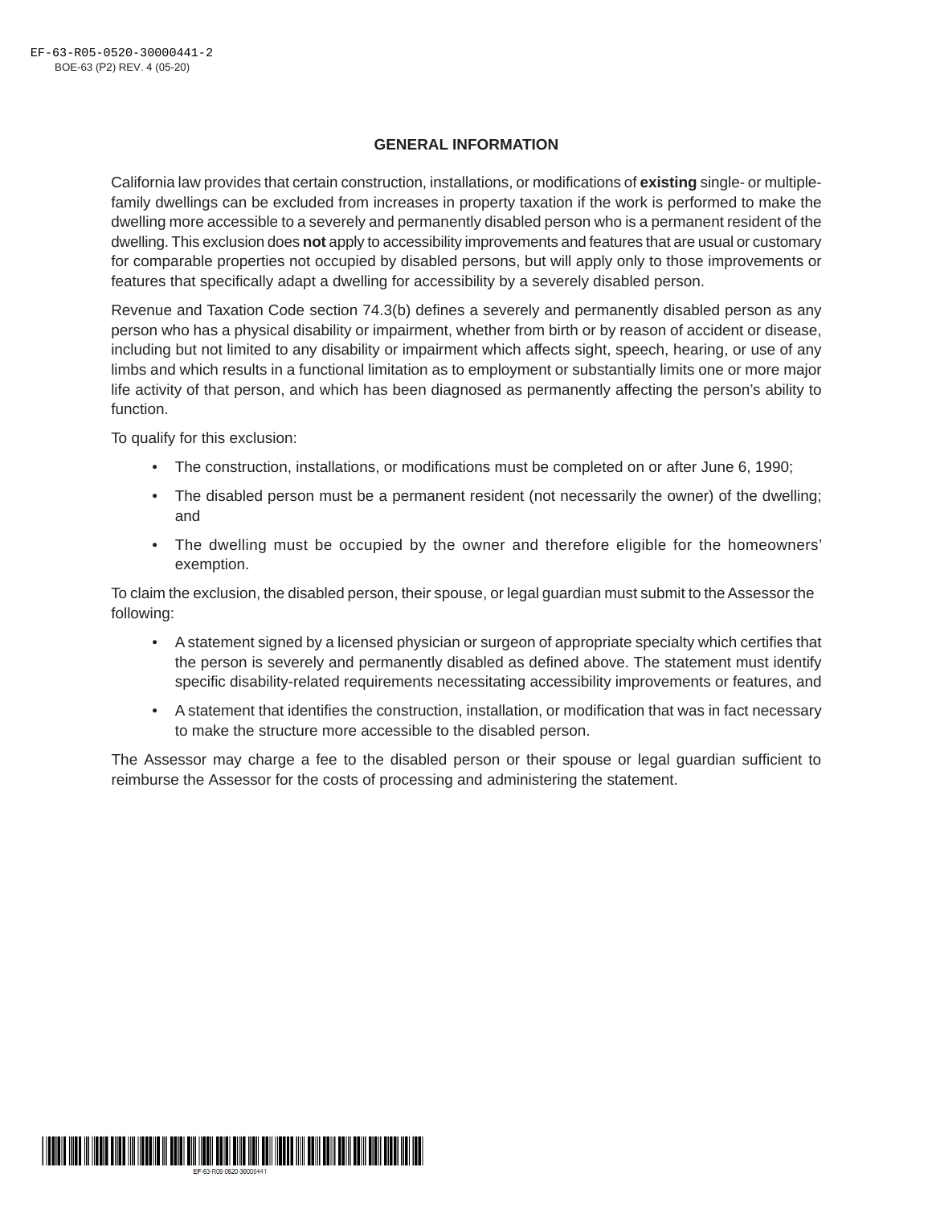## GENERAL INFORMATION

California law provides that certain construction, installations, or modifications of **existing** single- or multiple-family dwellings can be excluded from increases in property taxation if the work is performed to make the dwelling more accessible to a severely and permanently disabled person who is a permanent resident of the dwelling. This exclusion does **not** apply to accessibility improvements and features that are usual or customary for comparable properties not occupied by disabled persons, but will apply only to those improvements or features that specifically adapt a dwelling for accessibility by a severely disabled person.

Revenue and Taxation Code section 74.3(b) defines a severely and permanently disabled person as any person who has a physical disability or impairment, whether from birth or by reason of accident or disease, including but not limited to any disability or impairment which affects sight, speech, hearing, or use of any limbs and which results in a functional limitation as to employment or substantially limits one or more major life activity of that person, and which has been diagnosed as permanently affecting the person's ability to function.

To qualify for this exclusion:

- The construction, installations, or modifications must be completed on or after June 6, 1990;
- The disabled person must be a permanent resident (not necessarily the owner) of the dwelling; and
- The dwelling must be occupied by the owner and therefore eligible for the homeowners' exemption.

To claim the exclusion, the disabled person, their spouse, or legal guardian must submit to the Assessor the following:

- A statement signed by a licensed physician or surgeon of appropriate specialty which certifies that the person is severely and permanently disabled as defined above. The statement must identify specific disability-related requirements necessitating accessibility improvements or features, and
- A statement that identifies the construction, installation, or modification that was in fact necessary to make the structure more accessible to the disabled person.

The Assessor may charge a fee to the disabled person or their spouse or legal guardian sufficient to reimburse the Assessor for the costs of processing and administering the statement.